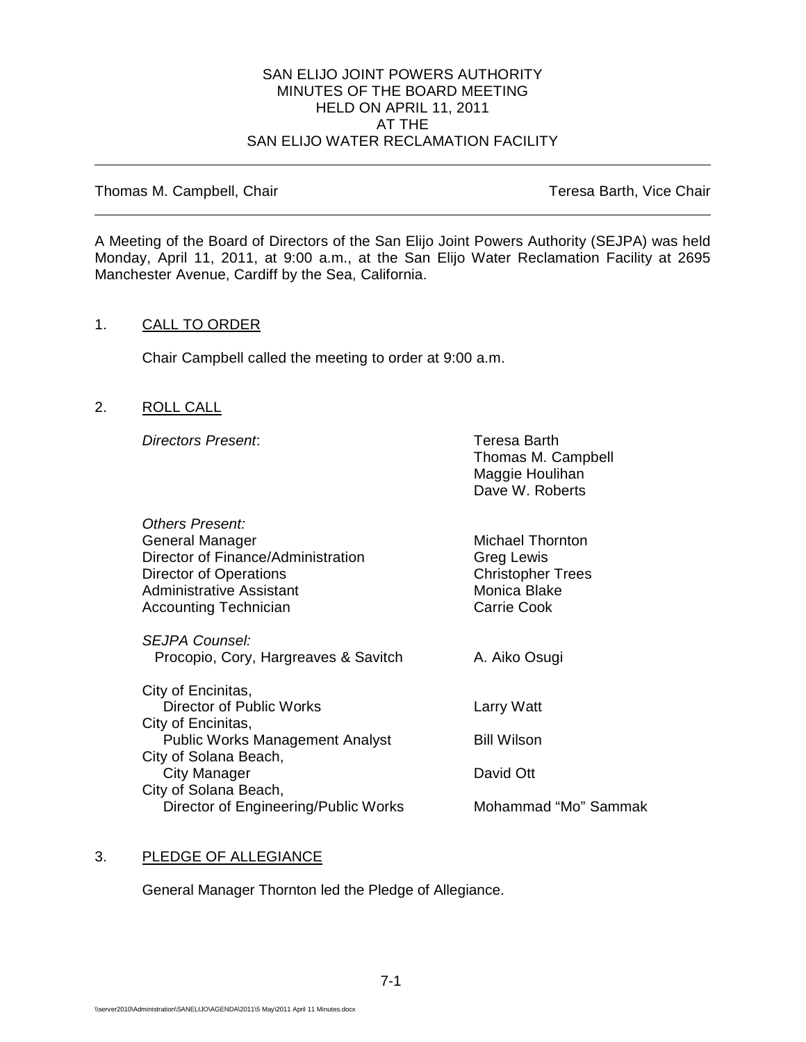SAN ELIJO JOINT POWERS AUTHORITY
MINUTES OF THE BOARD MEETING
HELD ON APRIL 11, 2011
AT THE
SAN ELIJO WATER RECLAMATION FACILITY

---

Thomas M. Campbell, Chair — Teresa Barth, Vice Chair

---

A Meeting of the Board of Directors of the San Elijo Joint Powers Authority (SEJPA) was held Monday, April 11, 2011, at 9:00 a.m., at the San Elijo Water Reclamation Facility at 2695 Manchester Avenue, Cardiff by the Sea, California.

1. CALL TO ORDER

   Chair Campbell called the meeting to order at 9:00 a.m.

2. ROLL CALL

   *Directors Present*:
   Teresa Barth
   Thomas M. Campbell
   Maggie Houlihan
   Dave W. Roberts

   | *Others Present:* | |
   |---|---|
   | General Manager | Michael Thornton |
   | Director of Finance/Administration | Greg Lewis |
   | Director of Operations | Christopher Trees |
   | Administrative Assistant | Monica Blake |
   | Accounting Technician | Carrie Cook |
   | *SEJPA Counsel:* | |
   | Procopio, Cory, Hargreaves & Savitch | A. Aiko Osugi |
   | City of Encinitas, Director of Public Works | Larry Watt |
   | City of Encinitas, Public Works Management Analyst | Bill Wilson |
   | City of Solana Beach, City Manager | David Ott |
   | City of Solana Beach, Director of Engineering/Public Works | Mohammad "Mo" Sammak |

3. PLEDGE OF ALLEGIANCE

   General Manager Thornton led the Pledge of Allegiance.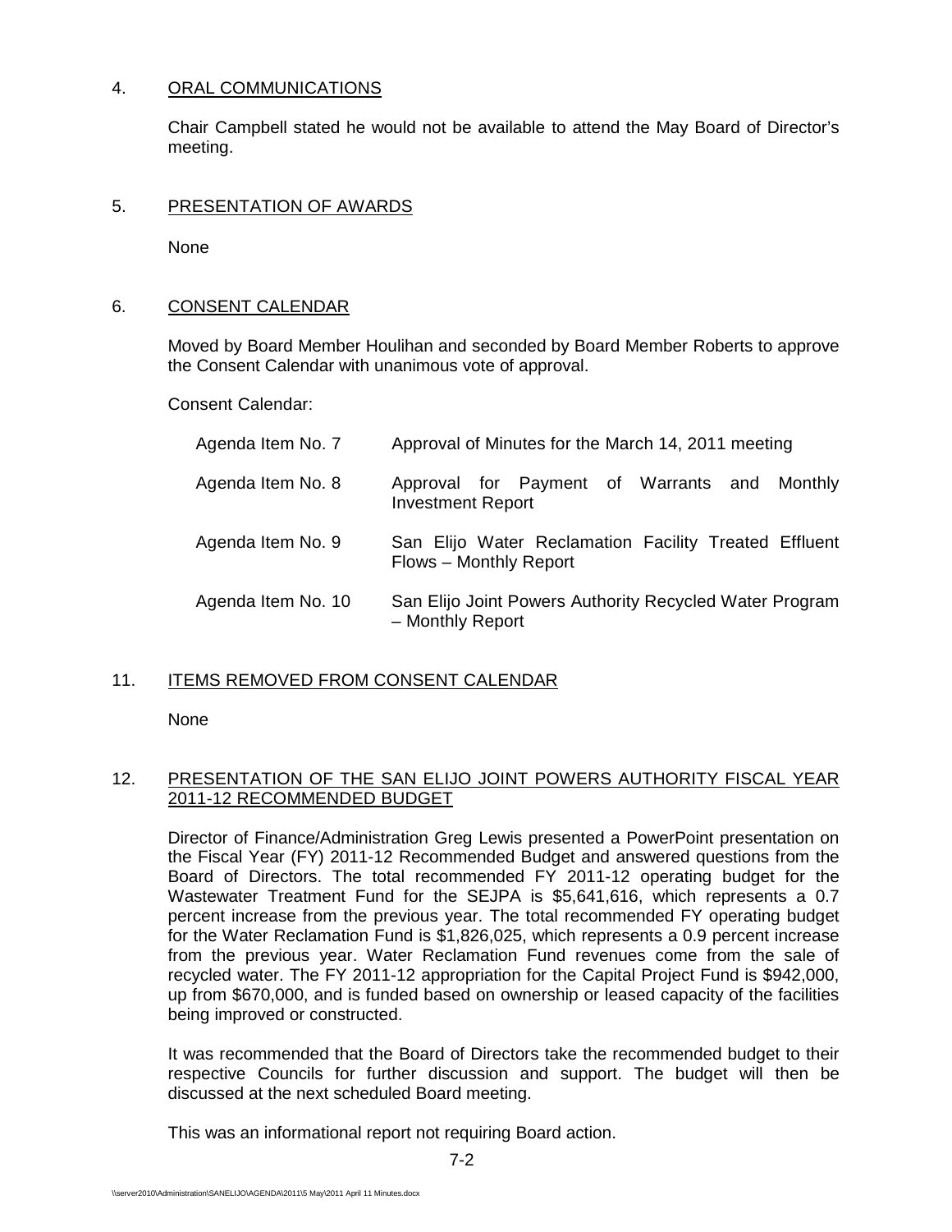4. ORAL COMMUNICATIONS

   Chair Campbell stated he would not be available to attend the May Board of Director's meeting.

5. PRESENTATION OF AWARDS

   None

6. CONSENT CALENDAR

   Moved by Board Member Houlihan and seconded by Board Member Roberts to approve the Consent Calendar with unanimous vote of approval.

   Consent Calendar:

| | |
|---|---|
| Agenda Item No. 7 | Approval of Minutes for the March 14, 2011 meeting |
| Agenda Item No. 8 | Approval for Payment of Warrants and Monthly Investment Report |
| Agenda Item No. 9 | San Elijo Water Reclamation Facility Treated Effluent Flows – Monthly Report |
| Agenda Item No. 10 | San Elijo Joint Powers Authority Recycled Water Program – Monthly Report |

11. ITEMS REMOVED FROM CONSENT CALENDAR

    None

12. PRESENTATION OF THE SAN ELIJO JOINT POWERS AUTHORITY FISCAL YEAR 2011-12 RECOMMENDED BUDGET

    Director of Finance/Administration Greg Lewis presented a PowerPoint presentation on the Fiscal Year (FY) 2011-12 Recommended Budget and answered questions from the Board of Directors. The total recommended FY 2011-12 operating budget for the Wastewater Treatment Fund for the SEJPA is $5,641,616, which represents a 0.7 percent increase from the previous year. The total recommended FY operating budget for the Water Reclamation Fund is $1,826,025, which represents a 0.9 percent increase from the previous year. Water Reclamation Fund revenues come from the sale of recycled water. The FY 2011-12 appropriation for the Capital Project Fund is $942,000, up from $670,000, and is funded based on ownership or leased capacity of the facilities being improved or constructed.

    It was recommended that the Board of Directors take the recommended budget to their respective Councils for further discussion and support. The budget will then be discussed at the next scheduled Board meeting.

    This was an informational report not requiring Board action.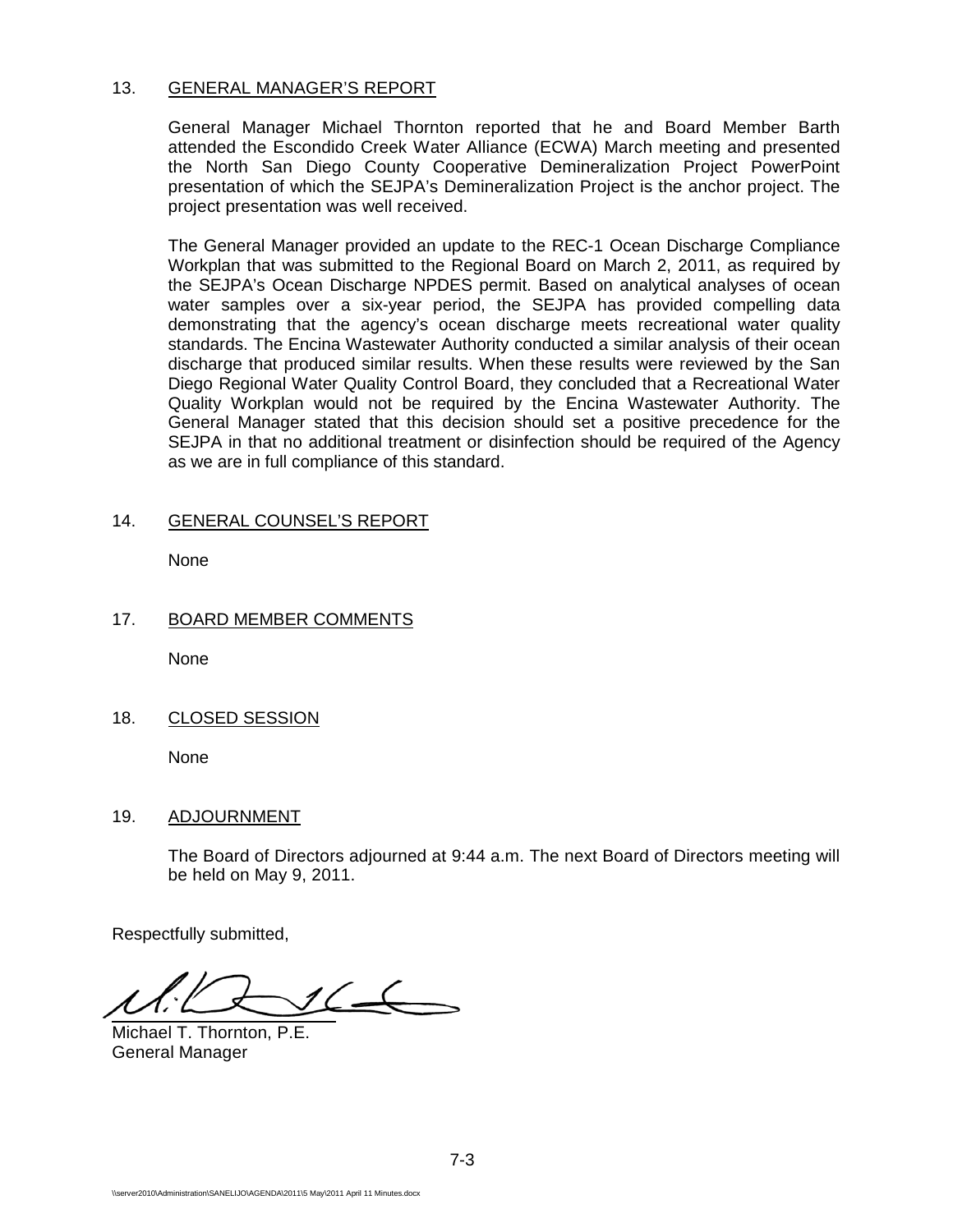## 13. GENERAL MANAGER'S REPORT

General Manager Michael Thornton reported that he and Board Member Barth attended the Escondido Creek Water Alliance (ECWA) March meeting and presented the North San Diego County Cooperative Demineralization Project PowerPoint presentation of which the SEJPA's Demineralization Project is the anchor project. The project presentation was well received.

The General Manager provided an update to the REC-1 Ocean Discharge Compliance Workplan that was submitted to the Regional Board on March 2, 2011, as required by the SEJPA's Ocean Discharge NPDES permit. Based on analytical analyses of ocean water samples over a six-year period, the SEJPA has provided compelling data demonstrating that the agency's ocean discharge meets recreational water quality standards. The Encina Wastewater Authority conducted a similar analysis of their ocean discharge that produced similar results. When these results were reviewed by the San Diego Regional Water Quality Control Board, they concluded that a Recreational Water Quality Workplan would not be required by the Encina Wastewater Authority. The General Manager stated that this decision should set a positive precedence for the SEJPA in that no additional treatment or disinfection should be required of the Agency as we are in full compliance of this standard.

## 14. GENERAL COUNSEL'S REPORT

None

## 17. BOARD MEMBER COMMENTS

None

## 18. CLOSED SESSION

None

## 19. ADJOURNMENT

The Board of Directors adjourned at 9:44 a.m. The next Board of Directors meeting will be held on May 9, 2011.

Respectfully submitted,

Michael T. Thornton, P.E.
General Manager

\\server2010\Administration\SANELIJO\AGENDA\2011\5 May\2011 April 11 Minutes.docx